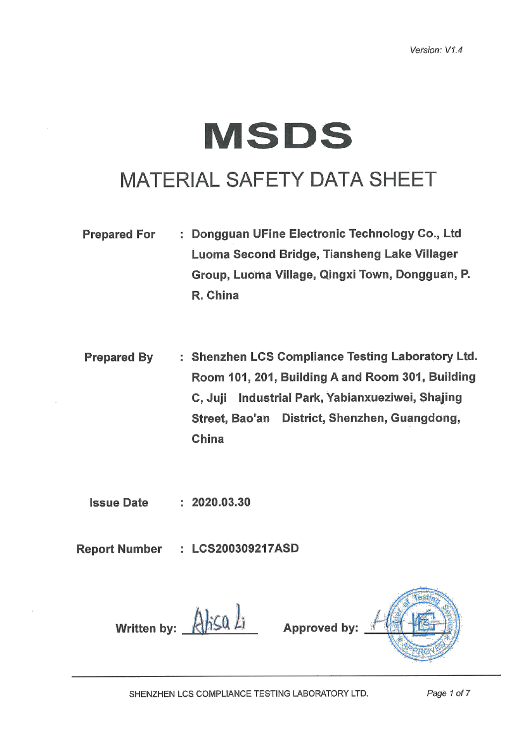Version: V1.4

# MSDS

## MATERIAL SAFETY DATA SHEET

**Prepared For** : **Dongguan UFine Electronic Technology Co., Ltd Luoma Second Bridge, Tiansheng Lake Villager Group, Luoma Village, Qingxi Town, Dongguan, P. R. China**

**Prepared By** : **Shenzhen LCS Compliance Testing Laboratory Ltd. Room 101, 201, Building A and Room 301, Building C, Juji Industrial Park, Yabianxueziwei, Shajing Street, Bao'an District, Shenzhen, Guangdong, China**

**Issue Date** : **2020.03.30**

**Report Number** : **LCS200309217ASD**

**Written by:** Alisa Li **Approved by:**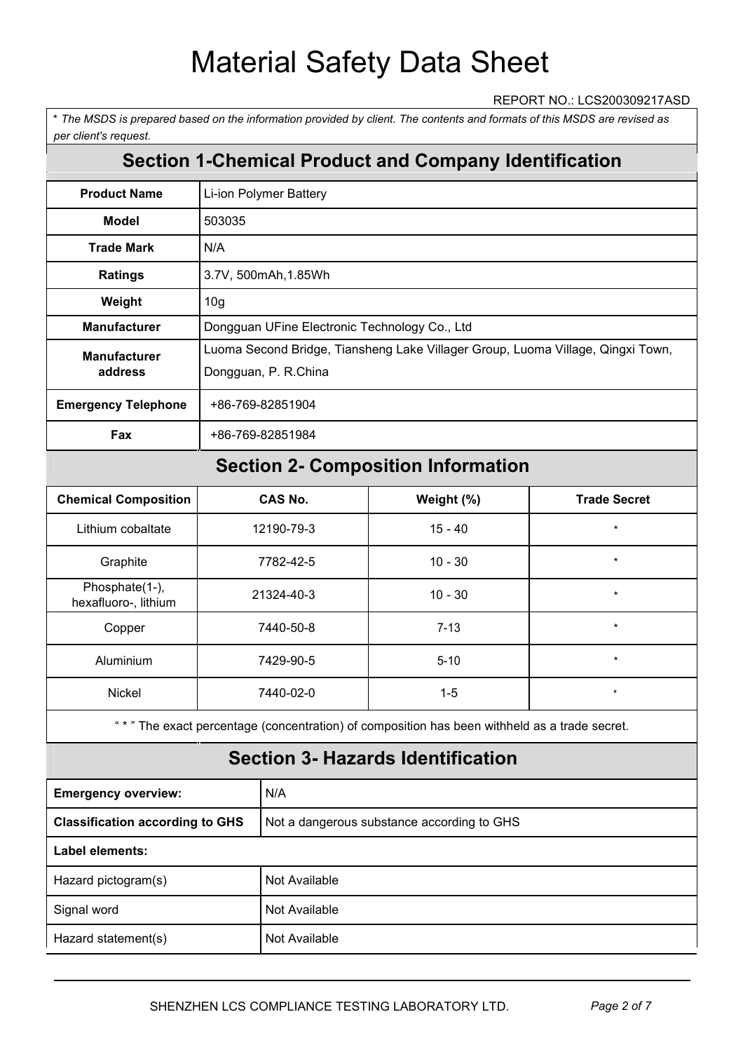# Material Safety Data Sheet

REPORT NO.: LCS200309217ASD

*\* The MSDS is prepared based on the information provided by client. The contents and formats of this MSDS are revised as per client's request.*

## Section 1-Chemical Product and Company Identification

| | |
|---|---|
| **Product Name** | Li-ion Polymer Battery |
| **Model** | 503035 |
| **Trade Mark** | N/A |
| **Ratings** | 3.7V, 500mAh,1.85Wh |
| **Weight** | 10g |
| **Manufacturer** | Dongguan UFine Electronic Technology Co., Ltd |
| **Manufacturer address** | Luoma Second Bridge, Tiansheng Lake Villager Group, Luoma Village, Qingxi Town, Dongguan, P. R.China |
| **Emergency Telephone** | +86-769-82851904 |
| **Fax** | +86-769-82851984 |

## Section 2- Composition Information

| Chemical Composition | CAS No. | Weight (%) | Trade Secret |
|---|---|---|---|
| Lithium cobaltate | 12190-79-3 | 15 - 40 | * |
| Graphite | 7782-42-5 | 10 - 30 | * |
| Phosphate(1-), hexafluoro-, lithium | 21324-40-3 | 10 - 30 | * |
| Copper | 7440-50-8 | 7-13 | * |
| Aluminium | 7429-90-5 | 5-10 | * |
| Nickel | 7440-02-0 | 1-5 | * |

" * " The exact percentage (concentration) of composition has been withheld as a trade secret.

## Section 3- Hazards Identification

| | |
|---|---|
| **Emergency overview:** | N/A |
| **Classification according to GHS** | Not a dangerous substance according to GHS |
| **Label elements:** | |
| Hazard pictogram(s) | Not Available |
| Signal word | Not Available |
| Hazard statement(s) | Not Available |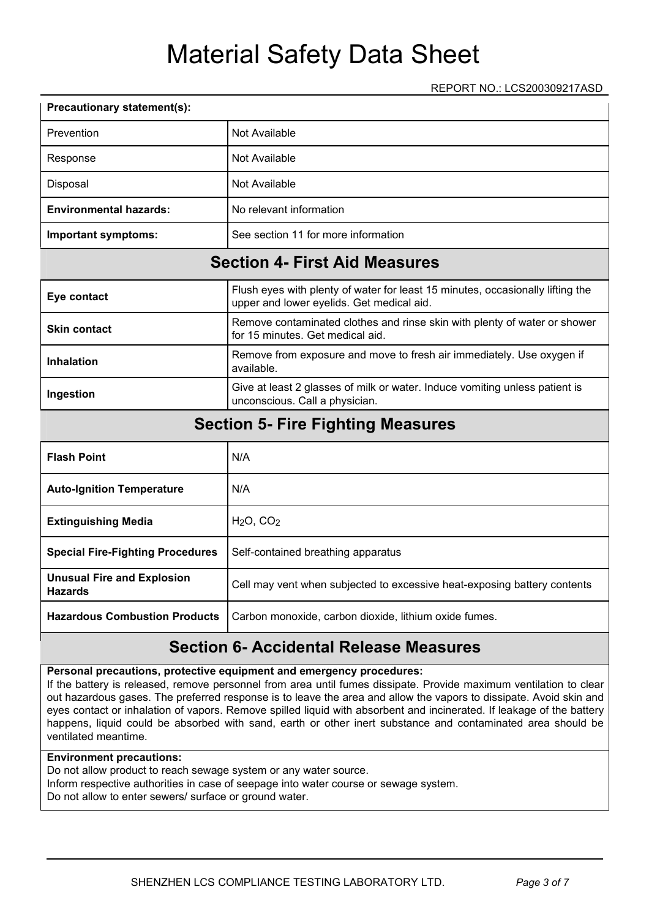# Material Safety Data Sheet

REPORT NO.: LCS200309217ASD

| **Precautionary statement(s):** | |
|---|---|
| Prevention | Not Available |
| Response | Not Available |
| Disposal | Not Available |
| **Environmental hazards:** | No relevant information |
| **Important symptoms:** | See section 11 for more information |

## Section 4- First Aid Measures

| | |
|---|---|
| **Eye contact** | Flush eyes with plenty of water for least 15 minutes, occasionally lifting the upper and lower eyelids. Get medical aid. |
| **Skin contact** | Remove contaminated clothes and rinse skin with plenty of water or shower for 15 minutes. Get medical aid. |
| **Inhalation** | Remove from exposure and move to fresh air immediately. Use oxygen if available. |
| **Ingestion** | Give at least 2 glasses of milk or water. Induce vomiting unless patient is unconscious. Call a physician. |

## Section 5- Fire Fighting Measures

| | |
|---|---|
| **Flash Point** | N/A |
| **Auto-Ignition Temperature** | N/A |
| **Extinguishing Media** | $H_2O$, $CO_2$ |
| **Special Fire-Fighting Procedures** | Self-contained breathing apparatus |
| **Unusual Fire and Explosion Hazards** | Cell may vent when subjected to excessive heat-exposing battery contents |
| **Hazardous Combustion Products** | Carbon monoxide, carbon dioxide, lithium oxide fumes. |

## Section 6- Accidental Release Measures

**Personal precautions, protective equipment and emergency procedures:**
If the battery is released, remove personnel from area until fumes dissipate. Provide maximum ventilation to clear out hazardous gases. The preferred response is to leave the area and allow the vapors to dissipate. Avoid skin and eyes contact or inhalation of vapors. Remove spilled liquid with absorbent and incinerated. If leakage of the battery happens, liquid could be absorbed with sand, earth or other inert substance and contaminated area should be ventilated meantime.

**Environment precautions:**
Do not allow product to reach sewage system or any water source.
Inform respective authorities in case of seepage into water course or sewage system.
Do not allow to enter sewers/ surface or ground water.

SHENZHEN LCS COMPLIANCE TESTING LABORATORY LTD.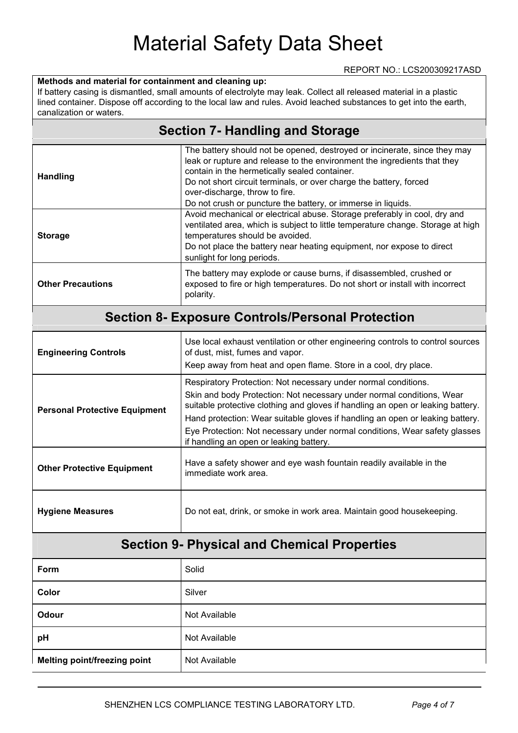**Methods and material for containment and cleaning up:**
If battery casing is dismantled, small amounts of electrolyte may leak. Collect all released material in a plastic lined container. Dispose off according to the local law and rules. Avoid leached substances to get into the earth, canalization or waters.

## Section 7- Handling and Storage

| | |
|---|---|
| **Handling** | The battery should not be opened, destroyed or incinerate, since they may leak or rupture and release to the environment the ingredients that they contain in the hermetically sealed container.<br>Do not short circuit terminals, or over charge the battery, forced over-discharge, throw to fire.<br>Do not crush or puncture the battery, or immerse in liquids. |
| **Storage** | Avoid mechanical or electrical abuse. Storage preferably in cool, dry and ventilated area, which is subject to little temperature change. Storage at high temperatures should be avoided.<br>Do not place the battery near heating equipment, nor expose to direct sunlight for long periods. |
| **Other Precautions** | The battery may explode or cause burns, if disassembled, crushed or exposed to fire or high temperatures. Do not short or install with incorrect polarity. |

## Section 8- Exposure Controls/Personal Protection

| | |
|---|---|
| **Engineering Controls** | Use local exhaust ventilation or other engineering controls to control sources of dust, mist, fumes and vapor.<br>Keep away from heat and open flame. Store in a cool, dry place. |
| **Personal Protective Equipment** | Respiratory Protection: Not necessary under normal conditions.<br>Skin and body Protection: Not necessary under normal conditions, Wear suitable protective clothing and gloves if handling an open or leaking battery.<br>Hand protection: Wear suitable gloves if handling an open or leaking battery.<br>Eye Protection: Not necessary under normal conditions, Wear safety glasses if handling an open or leaking battery. |
| **Other Protective Equipment** | Have a safety shower and eye wash fountain readily available in the immediate work area. |
| **Hygiene Measures** | Do not eat, drink, or smoke in work area. Maintain good housekeeping. |

## Section 9- Physical and Chemical Properties

| | |
|---|---|
| **Form** | Solid |
| **Color** | Silver |
| **Odour** | Not Available |
| **pH** | Not Available |
| **Melting point/freezing point** | Not Available |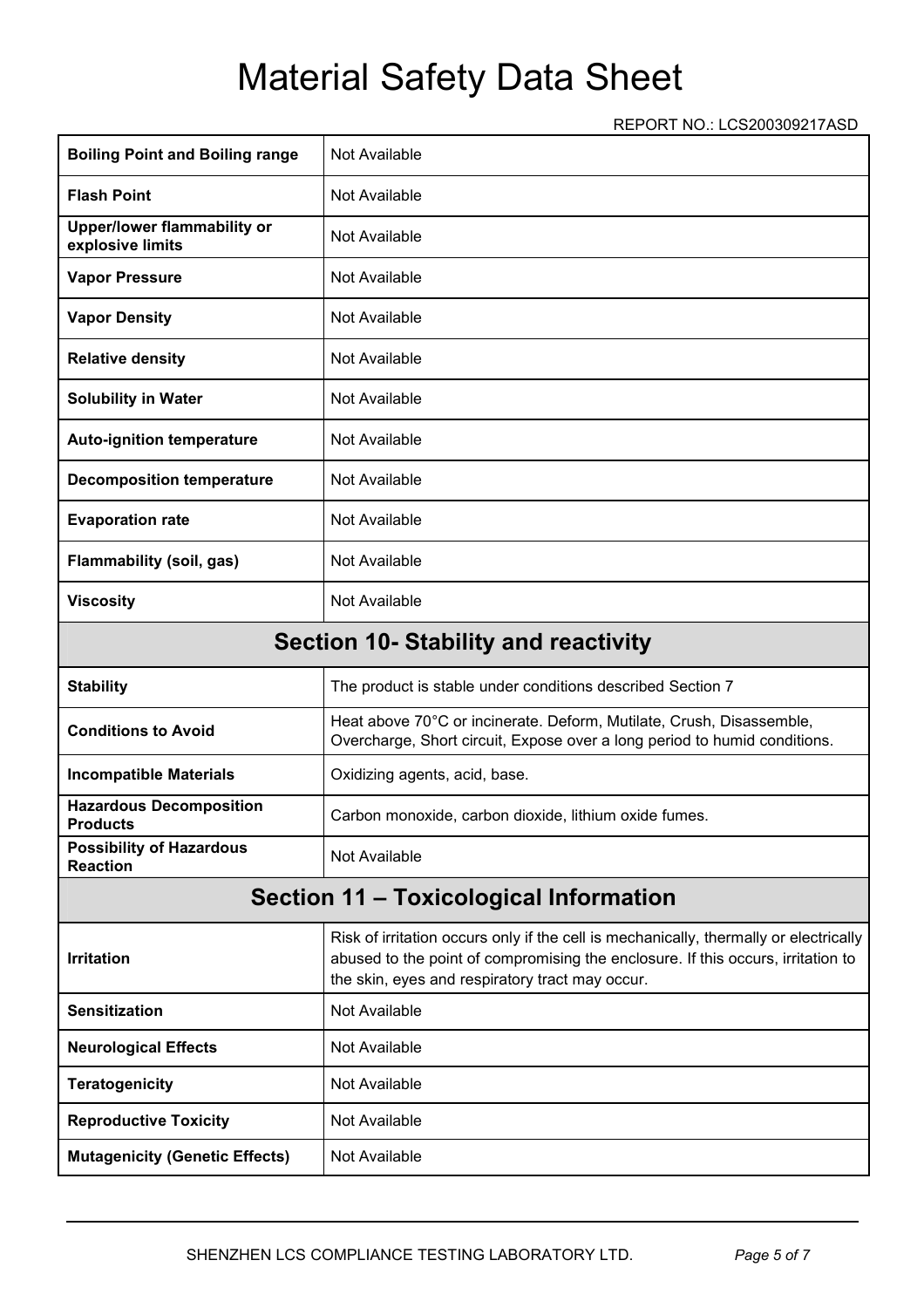# Material Safety Data Sheet

REPORT NO.: LCS200309217ASD

| | |
|---|---|
| **Boiling Point and Boiling range** | Not Available |
| **Flash Point** | Not Available |
| **Upper/lower flammability or explosive limits** | Not Available |
| **Vapor Pressure** | Not Available |
| **Vapor Density** | Not Available |
| **Relative density** | Not Available |
| **Solubility in Water** | Not Available |
| **Auto-ignition temperature** | Not Available |
| **Decomposition temperature** | Not Available |
| **Evaporation rate** | Not Available |
| **Flammability (soil, gas)** | Not Available |
| **Viscosity** | Not Available |

## Section 10- Stability and reactivity

| | |
|---|---|
| **Stability** | The product is stable under conditions described Section 7 |
| **Conditions to Avoid** | Heat above 70°C or incinerate. Deform, Mutilate, Crush, Disassemble, Overcharge, Short circuit, Expose over a long period to humid conditions. |
| **Incompatible Materials** | Oxidizing agents, acid, base. |
| **Hazardous Decomposition Products** | Carbon monoxide, carbon dioxide, lithium oxide fumes. |
| **Possibility of Hazardous Reaction** | Not Available |

## Section 11 – Toxicological Information

| | |
|---|---|
| **Irritation** | Risk of irritation occurs only if the cell is mechanically, thermally or electrically abused to the point of compromising the enclosure. If this occurs, irritation to the skin, eyes and respiratory tract may occur. |
| **Sensitization** | Not Available |
| **Neurological Effects** | Not Available |
| **Teratogenicity** | Not Available |
| **Reproductive Toxicity** | Not Available |
| **Mutagenicity (Genetic Effects)** | Not Available |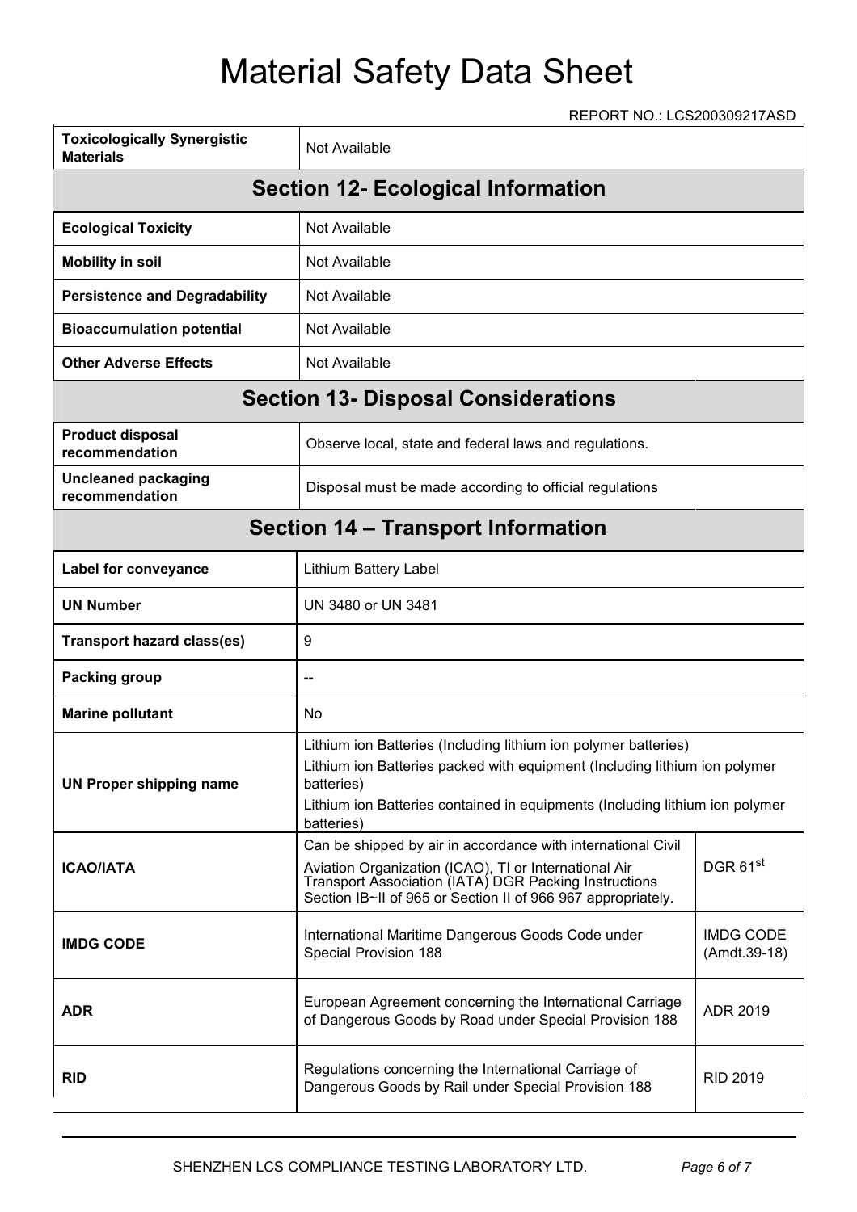# Material Safety Data Sheet

REPORT NO.: LCS200309217ASD

| | |
|---|---|
| **Toxicologically Synergistic Materials** | Not Available |

## Section 12- Ecological Information

| | |
|---|---|
| **Ecological Toxicity** | Not Available |
| **Mobility in soil** | Not Available |
| **Persistence and Degradability** | Not Available |
| **Bioaccumulation potential** | Not Available |
| **Other Adverse Effects** | Not Available |

## Section 13- Disposal Considerations

| | |
|---|---|
| **Product disposal recommendation** | Observe local, state and federal laws and regulations. |
| **Uncleaned packaging recommendation** | Disposal must be made according to official regulations |

## Section 14 – Transport Information

| | | |
|---|---|---|
| **Label for conveyance** | Lithium Battery Label | |
| **UN Number** | UN 3480 or UN 3481 | |
| **Transport hazard class(es)** | 9 | |
| **Packing group** | -- | |
| **Marine pollutant** | No | |
| **UN Proper shipping name** | Lithium ion Batteries (Including lithium ion polymer batteries)<br>Lithium ion Batteries packed with equipment (Including lithium ion polymer batteries)<br>Lithium ion Batteries contained in equipments (Including lithium ion polymer batteries) | |
| **ICAO/IATA** | Can be shipped by air in accordance with international Civil Aviation Organization (ICAO), TI or International Air Transport Association (IATA) DGR Packing Instructions Section IB~II of 965 or Section II of 966 967 appropriately. | DGR 61st |
| **IMDG CODE** | International Maritime Dangerous Goods Code under Special Provision 188 | IMDG CODE (Amdt.39-18) |
| **ADR** | European Agreement concerning the International Carriage of Dangerous Goods by Road under Special Provision 188 | ADR 2019 |
| **RID** | Regulations concerning the International Carriage of Dangerous Goods by Rail under Special Provision 188 | RID 2019 |

SHENZHEN LCS COMPLIANCE TESTING LABORATORY LTD.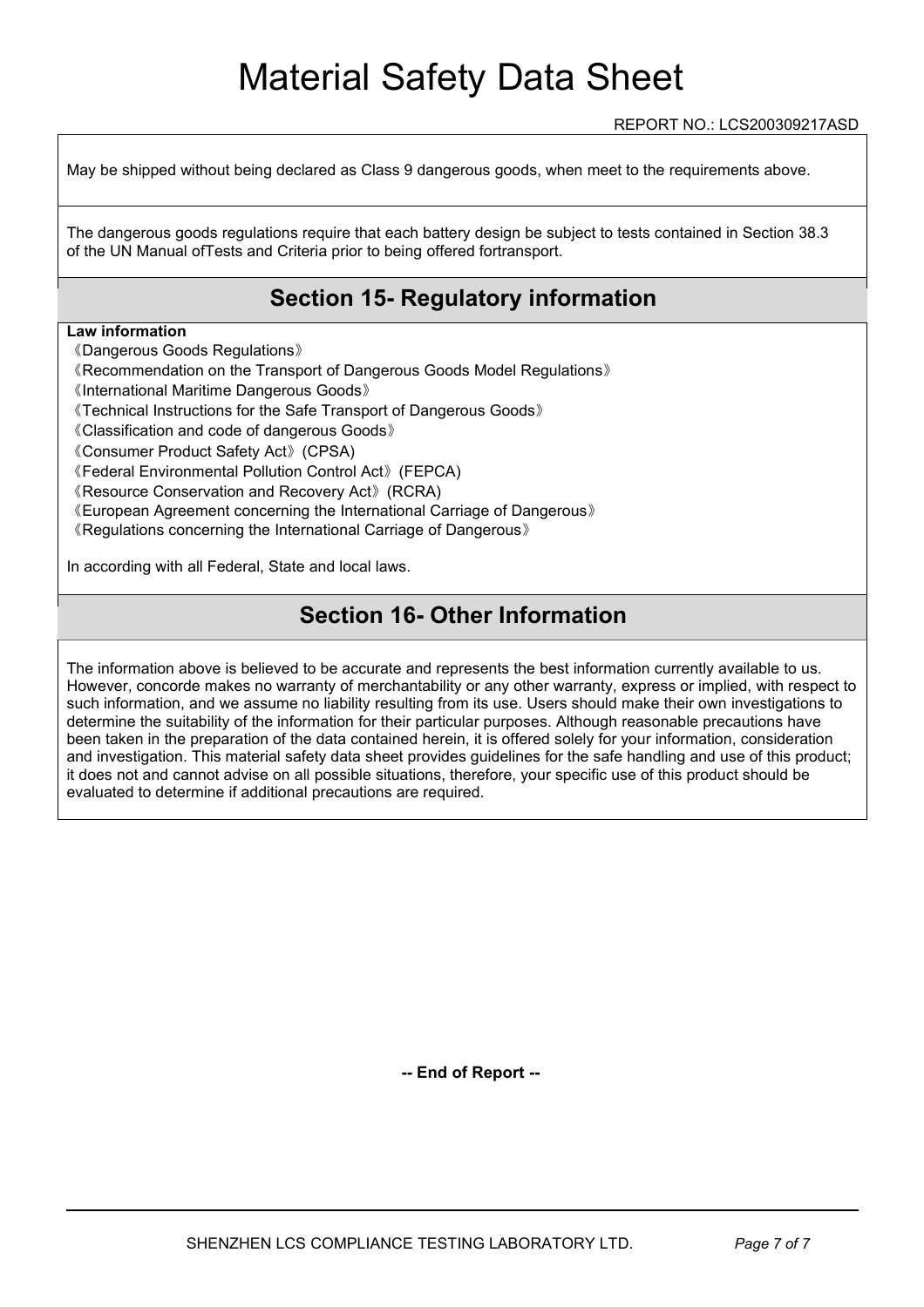May be shipped without being declared as Class 9 dangerous goods, when meet to the requirements above.

The dangerous goods regulations require that each battery design be subject to tests contained in Section 38.3 of the UN Manual ofTests and Criteria prior to being offered fortransport.

## Section 15- Regulatory information

**Law information**

《Dangerous Goods Regulations》

《Recommendation on the Transport of Dangerous Goods Model Regulations》

《International Maritime Dangerous Goods》

《Technical Instructions for the Safe Transport of Dangerous Goods》

《Classification and code of dangerous Goods》

《Consumer Product Safety Act》(CPSA)

《Federal Environmental Pollution Control Act》(FEPCA)

《Resource Conservation and Recovery Act》(RCRA)

《European Agreement concerning the International Carriage of Dangerous》

《Regulations concerning the International Carriage of Dangerous》

In according with all Federal, State and local laws.

## Section 16- Other Information

The information above is believed to be accurate and represents the best information currently available to us. However, concorde makes no warranty of merchantability or any other warranty, express or implied, with respect to such information, and we assume no liability resulting from its use. Users should make their own investigations to determine the suitability of the information for their particular purposes. Although reasonable precautions have been taken in the preparation of the data contained herein, it is offered solely for your information, consideration and investigation. This material safety data sheet provides guidelines for the safe handling and use of this product; it does not and cannot advise on all possible situations, therefore, your specific use of this product should be evaluated to determine if additional precautions are required.

**-- End of Report --**